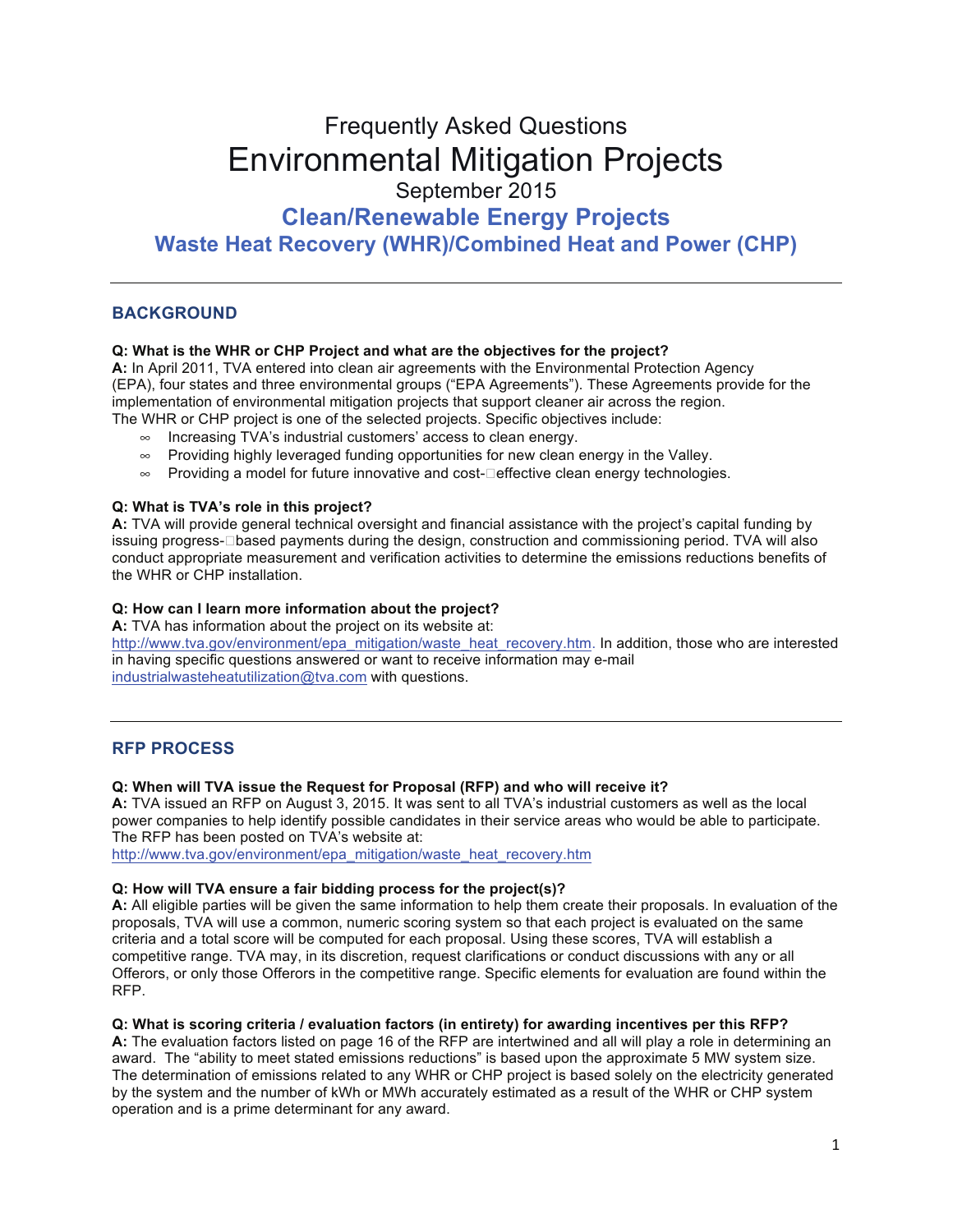# Frequently Asked Questions

# Environmental Mitigation Projects

September 2015

## Clean/Renewable Energy Projects

## Waste Heat Recovery (WHR)/Combined Heat and Power (CHP)

---

### BACKGROUND

**Q: What is the WHR or CHP Project and what are the objectives for the project?**

**A:** In April 2011, TVA entered into clean air agreements with the Environmental Protection Agency (EPA), four states and three environmental groups ("EPA Agreements"). These Agreements provide for the implementation of environmental mitigation projects that support cleaner air across the region. The WHR or CHP project is one of the selected projects. Specific objectives include:

- Increasing TVA's industrial customers' access to clean energy.
- Providing highly leveraged funding opportunities for new clean energy in the Valley.
- Providing a model for future innovative and cost-effective clean energy technologies.

**Q: What is TVA's role in this project?**

**A:** TVA will provide general technical oversight and financial assistance with the project's capital funding by issuing progress-based payments during the design, construction and commissioning period. TVA will also conduct appropriate measurement and verification activities to determine the emissions reductions benefits of the WHR or CHP installation.

**Q: How can I learn more information about the project?**

**A:** TVA has information about the project on its website at: http://www.tva.gov/environment/epa_mitigation/waste_heat_recovery.htm. In addition, those who are interested in having specific questions answered or want to receive information may e-mail industrialwasteheatutilization@tva.com with questions.

---

### RFP PROCESS

**Q: When will TVA issue the Request for Proposal (RFP) and who will receive it?**

**A:** TVA issued an RFP on August 3, 2015. It was sent to all TVA's industrial customers as well as the local power companies to help identify possible candidates in their service areas who would be able to participate. The RFP has been posted on TVA's website at: http://www.tva.gov/environment/epa_mitigation/waste_heat_recovery.htm

**Q: How will TVA ensure a fair bidding process for the project(s)?**

**A:** All eligible parties will be given the same information to help them create their proposals. In evaluation of the proposals, TVA will use a common, numeric scoring system so that each project is evaluated on the same criteria and a total score will be computed for each proposal. Using these scores, TVA will establish a competitive range. TVA may, in its discretion, request clarifications or conduct discussions with any or all Offerors, or only those Offerors in the competitive range. Specific elements for evaluation are found within the RFP.

**Q: What is scoring criteria / evaluation factors (in entirety) for awarding incentives per this RFP?**

**A:** The evaluation factors listed on page 16 of the RFP are intertwined and all will play a role in determining an award. The "ability to meet stated emissions reductions" is based upon the approximate 5 MW system size. The determination of emissions related to any WHR or CHP project is based solely on the electricity generated by the system and the number of kWh or MWh accurately estimated as a result of the WHR or CHP system operation and is a prime determinant for any award.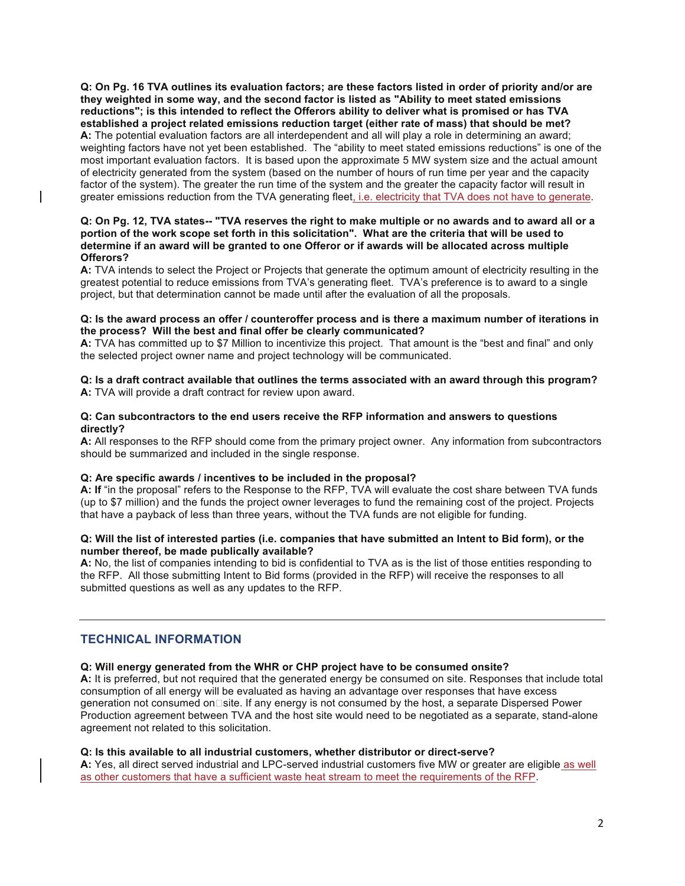**Q: On Pg. 16 TVA outlines its evaluation factors; are these factors listed in order of priority and/or are they weighted in some way, and the second factor is listed as "Ability to meet stated emissions reductions"; is this intended to reflect the Offerors ability to deliver what is promised or has TVA established a project related emissions reduction target (either rate of mass) that should be met?**
**A:** The potential evaluation factors are all interdependent and all will play a role in determining an award; weighting factors have not yet been established. The "ability to meet stated emissions reductions" is one of the most important evaluation factors. It is based upon the approximate 5 MW system size and the actual amount of electricity generated from the system (based on the number of hours of run time per year and the capacity factor of the system). The greater the run time of the system and the greater the capacity factor will result in greater emissions reduction from the TVA generating fleet, i.e. electricity that TVA does not have to generate.

**Q: On Pg. 12, TVA states-- "TVA reserves the right to make multiple or no awards and to award all or a portion of the work scope set forth in this solicitation". What are the criteria that will be used to determine if an award will be granted to one Offeror or if awards will be allocated across multiple Offerors?**
**A:** TVA intends to select the Project or Projects that generate the optimum amount of electricity resulting in the greatest potential to reduce emissions from TVA's generating fleet. TVA's preference is to award to a single project, but that determination cannot be made until after the evaluation of all the proposals.

**Q: Is the award process an offer / counteroffer process and is there a maximum number of iterations in the process? Will the best and final offer be clearly communicated?**
**A:** TVA has committed up to $7 Million to incentivize this project. That amount is the "best and final" and only the selected project owner name and project technology will be communicated.

**Q: Is a draft contract available that outlines the terms associated with an award through this program?**
**A:** TVA will provide a draft contract for review upon award.

**Q: Can subcontractors to the end users receive the RFP information and answers to questions directly?**
**A:** All responses to the RFP should come from the primary project owner. Any information from subcontractors should be summarized and included in the single response.

**Q: Are specific awards / incentives to be included in the proposal?**
**A: If** "in the proposal" refers to the Response to the RFP, TVA will evaluate the cost share between TVA funds (up to $7 million) and the funds the project owner leverages to fund the remaining cost of the project. Projects that have a payback of less than three years, without the TVA funds are not eligible for funding.

**Q: Will the list of interested parties (i.e. companies that have submitted an Intent to Bid form), or the number thereof, be made publically available?**
**A:** No, the list of companies intending to bid is confidential to TVA as is the list of those entities responding to the RFP. All those submitting Intent to Bid forms (provided in the RFP) will receive the responses to all submitted questions as well as any updates to the RFP.

---

## TECHNICAL INFORMATION

**Q: Will energy generated from the WHR or CHP project have to be consumed onsite?**
**A:** It is preferred, but not required that the generated energy be consumed on site. Responses that include total consumption of all energy will be evaluated as having an advantage over responses that have excess generation not consumed on-site. If any energy is not consumed by the host, a separate Dispersed Power Production agreement between TVA and the host site would need to be negotiated as a separate, stand-alone agreement not related to this solicitation.

**Q: Is this available to all industrial customers, whether distributor or direct-serve?**
**A:** Yes, all direct served industrial and LPC-served industrial customers five MW or greater are eligible as well as other customers that have a sufficient waste heat stream to meet the requirements of the RFP.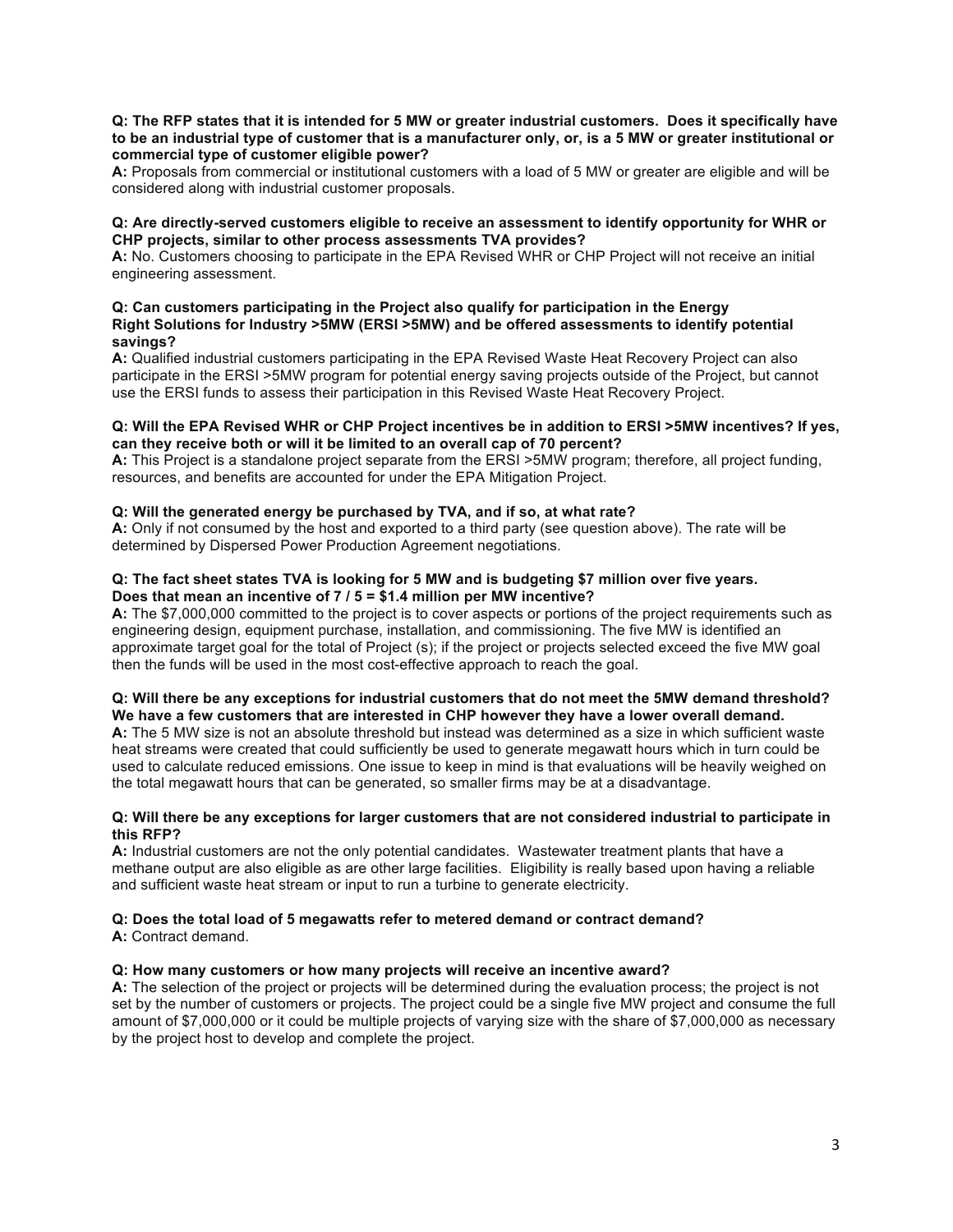**Q: The RFP states that it is intended for 5 MW or greater industrial customers. Does it specifically have to be an industrial type of customer that is a manufacturer only, or, is a 5 MW or greater institutional or commercial type of customer eligible power?**

**A:** Proposals from commercial or institutional customers with a load of 5 MW or greater are eligible and will be considered along with industrial customer proposals.

**Q: Are directly-served customers eligible to receive an assessment to identify opportunity for WHR or CHP projects, similar to other process assessments TVA provides?**

**A:** No. Customers choosing to participate in the EPA Revised WHR or CHP Project will not receive an initial engineering assessment.

**Q: Can customers participating in the Project also qualify for participation in the Energy Right Solutions for Industry >5MW (ERSI >5MW) and be offered assessments to identify potential savings?**

**A:** Qualified industrial customers participating in the EPA Revised Waste Heat Recovery Project can also participate in the ERSI >5MW program for potential energy saving projects outside of the Project, but cannot use the ERSI funds to assess their participation in this Revised Waste Heat Recovery Project.

**Q: Will the EPA Revised WHR or CHP Project incentives be in addition to ERSI >5MW incentives? If yes, can they receive both or will it be limited to an overall cap of 70 percent?**

**A:** This Project is a standalone project separate from the ERSI >5MW program; therefore, all project funding, resources, and benefits are accounted for under the EPA Mitigation Project.

**Q: Will the generated energy be purchased by TVA, and if so, at what rate?**

**A:** Only if not consumed by the host and exported to a third party (see question above). The rate will be determined by Dispersed Power Production Agreement negotiations.

**Q: The fact sheet states TVA is looking for 5 MW and is budgeting $7 million over five years. Does that mean an incentive of 7 / 5 = $1.4 million per MW incentive?**

**A:** The $7,000,000 committed to the project is to cover aspects or portions of the project requirements such as engineering design, equipment purchase, installation, and commissioning. The five MW is identified an approximate target goal for the total of Project (s); if the project or projects selected exceed the five MW goal then the funds will be used in the most cost-effective approach to reach the goal.

**Q: Will there be any exceptions for industrial customers that do not meet the 5MW demand threshold? We have a few customers that are interested in CHP however they have a lower overall demand.**

**A:** The 5 MW size is not an absolute threshold but instead was determined as a size in which sufficient waste heat streams were created that could sufficiently be used to generate megawatt hours which in turn could be used to calculate reduced emissions. One issue to keep in mind is that evaluations will be heavily weighed on the total megawatt hours that can be generated, so smaller firms may be at a disadvantage.

**Q: Will there be any exceptions for larger customers that are not considered industrial to participate in this RFP?**

**A:** Industrial customers are not the only potential candidates. Wastewater treatment plants that have a methane output are also eligible as are other large facilities. Eligibility is really based upon having a reliable and sufficient waste heat stream or input to run a turbine to generate electricity.

**Q: Does the total load of 5 megawatts refer to metered demand or contract demand?**

**A:** Contract demand.

**Q: How many customers or how many projects will receive an incentive award?**

**A:** The selection of the project or projects will be determined during the evaluation process; the project is not set by the number of customers or projects. The project could be a single five MW project and consume the full amount of $7,000,000 or it could be multiple projects of varying size with the share of $7,000,000 as necessary by the project host to develop and complete the project.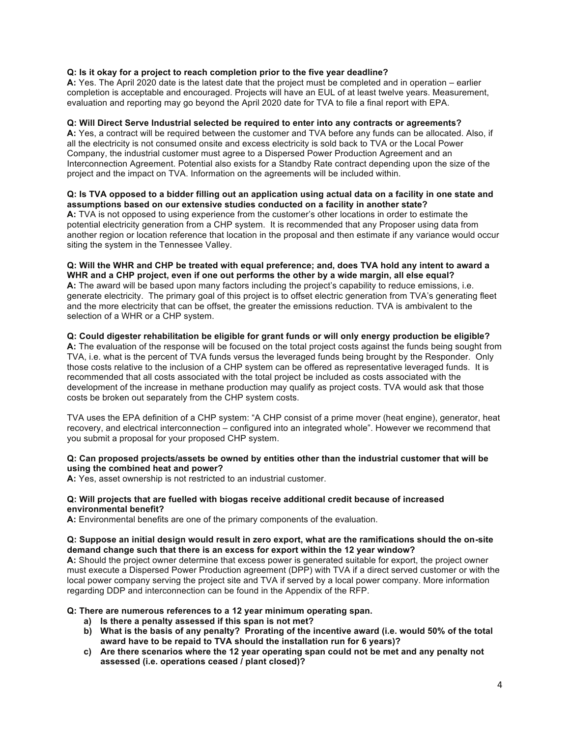**Q: Is it okay for a project to reach completion prior to the five year deadline?**
**A:** Yes. The April 2020 date is the latest date that the project must be completed and in operation – earlier completion is acceptable and encouraged. Projects will have an EUL of at least twelve years. Measurement, evaluation and reporting may go beyond the April 2020 date for TVA to file a final report with EPA.

**Q: Will Direct Serve Industrial selected be required to enter into any contracts or agreements?**
**A:** Yes, a contract will be required between the customer and TVA before any funds can be allocated. Also, if all the electricity is not consumed onsite and excess electricity is sold back to TVA or the Local Power Company, the industrial customer must agree to a Dispersed Power Production Agreement and an Interconnection Agreement. Potential also exists for a Standby Rate contract depending upon the size of the project and the impact on TVA. Information on the agreements will be included within.

**Q: Is TVA opposed to a bidder filling out an application using actual data on a facility in one state and assumptions based on our extensive studies conducted on a facility in another state?**
**A:** TVA is not opposed to using experience from the customer's other locations in order to estimate the potential electricity generation from a CHP system. It is recommended that any Proposer using data from another region or location reference that location in the proposal and then estimate if any variance would occur siting the system in the Tennessee Valley.

**Q: Will the WHR and CHP be treated with equal preference; and, does TVA hold any intent to award a WHR and a CHP project, even if one out performs the other by a wide margin, all else equal?**
**A:** The award will be based upon many factors including the project's capability to reduce emissions, i.e. generate electricity. The primary goal of this project is to offset electric generation from TVA's generating fleet and the more electricity that can be offset, the greater the emissions reduction. TVA is ambivalent to the selection of a WHR or a CHP system.

**Q: Could digester rehabilitation be eligible for grant funds or will only energy production be eligible?**
**A:** The evaluation of the response will be focused on the total project costs against the funds being sought from TVA, i.e. what is the percent of TVA funds versus the leveraged funds being brought by the Responder. Only those costs relative to the inclusion of a CHP system can be offered as representative leveraged funds. It is recommended that all costs associated with the total project be included as costs associated with the development of the increase in methane production may qualify as project costs. TVA would ask that those costs be broken out separately from the CHP system costs.

TVA uses the EPA definition of a CHP system: "A CHP consist of a prime mover (heat engine), generator, heat recovery, and electrical interconnection – configured into an integrated whole". However we recommend that you submit a proposal for your proposed CHP system.

**Q: Can proposed projects/assets be owned by entities other than the industrial customer that will be using the combined heat and power?**
**A:** Yes, asset ownership is not restricted to an industrial customer.

**Q: Will projects that are fuelled with biogas receive additional credit because of increased environmental benefit?**
**A:** Environmental benefits are one of the primary components of the evaluation.

**Q: Suppose an initial design would result in zero export, what are the ramifications should the on-site demand change such that there is an excess for export within the 12 year window?**
**A:** Should the project owner determine that excess power is generated suitable for export, the project owner must execute a Dispersed Power Production agreement (DPP) with TVA if a direct served customer or with the local power company serving the project site and TVA if served by a local power company. More information regarding DDP and interconnection can be found in the Appendix of the RFP.

**Q: There are numerous references to a 12 year minimum operating span.**

a) **Is there a penalty assessed if this span is not met?**
b) **What is the basis of any penalty? Prorating of the incentive award (i.e. would 50% of the total award have to be repaid to TVA should the installation run for 6 years)?**
c) **Are there scenarios where the 12 year operating span could not be met and any penalty not assessed (i.e. operations ceased / plant closed)?**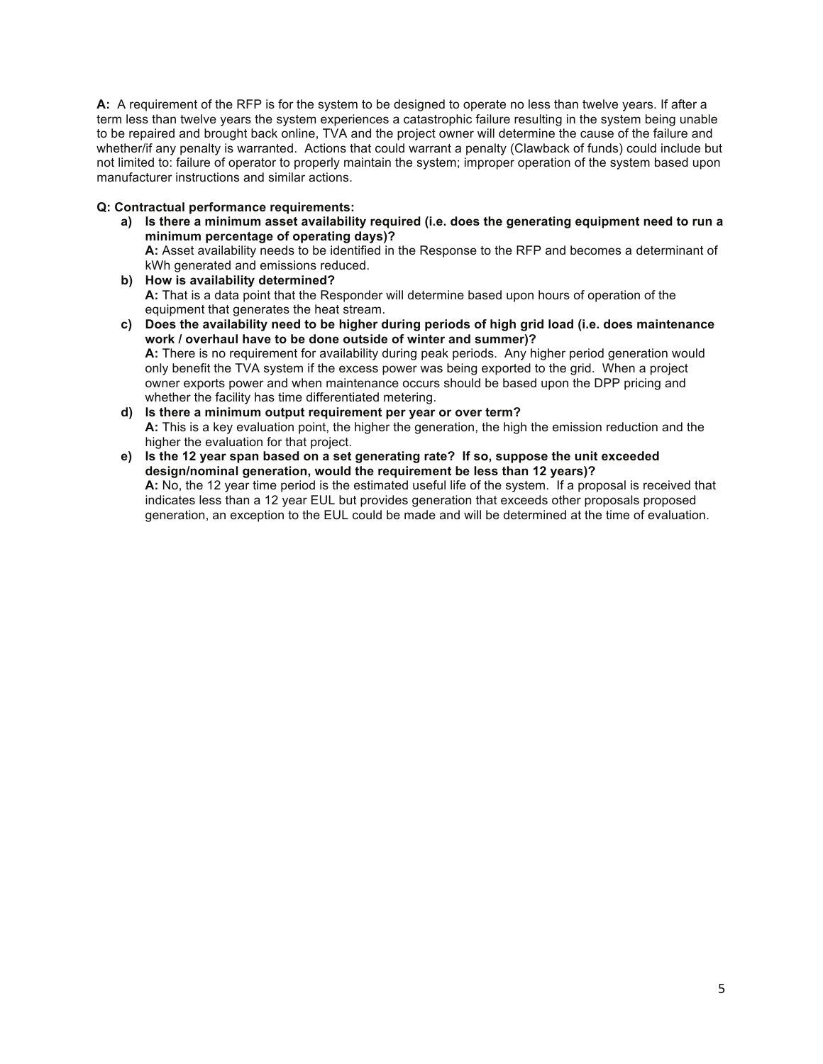**A:** A requirement of the RFP is for the system to be designed to operate no less than twelve years. If after a term less than twelve years the system experiences a catastrophic failure resulting in the system being unable to be repaired and brought back online, TVA and the project owner will determine the cause of the failure and whether/if any penalty is warranted. Actions that could warrant a penalty (Clawback of funds) could include but not limited to: failure of operator to properly maintain the system; improper operation of the system based upon manufacturer instructions and similar actions.

**Q: Contractual performance requirements:**

a) **Is there a minimum asset availability required (i.e. does the generating equipment need to run a minimum percentage of operating days)?**
   **A:** Asset availability needs to be identified in the Response to the RFP and becomes a determinant of kWh generated and emissions reduced.

b) **How is availability determined?**
   **A:** That is a data point that the Responder will determine based upon hours of operation of the equipment that generates the heat stream.

c) **Does the availability need to be higher during periods of high grid load (i.e. does maintenance work / overhaul have to be done outside of winter and summer)?**
   **A:** There is no requirement for availability during peak periods. Any higher period generation would only benefit the TVA system if the excess power was being exported to the grid. When a project owner exports power and when maintenance occurs should be based upon the DPP pricing and whether the facility has time differentiated metering.

d) **Is there a minimum output requirement per year or over term?**
   **A:** This is a key evaluation point, the higher the generation, the high the emission reduction and the higher the evaluation for that project.

e) **Is the 12 year span based on a set generating rate? If so, suppose the unit exceeded design/nominal generation, would the requirement be less than 12 years)?**
   **A:** No, the 12 year time period is the estimated useful life of the system. If a proposal is received that indicates less than a 12 year EUL but provides generation that exceeds other proposals proposed generation, an exception to the EUL could be made and will be determined at the time of evaluation.